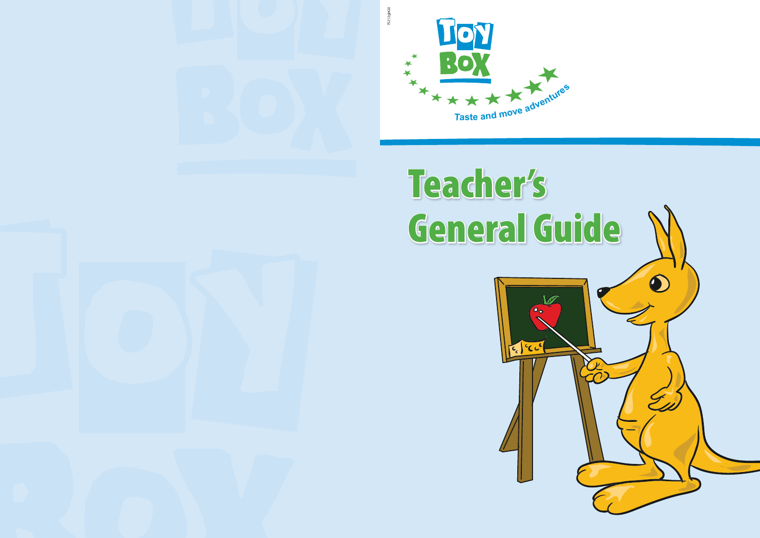# Toy Box

Taste and move adventures

# Teacher's General Guide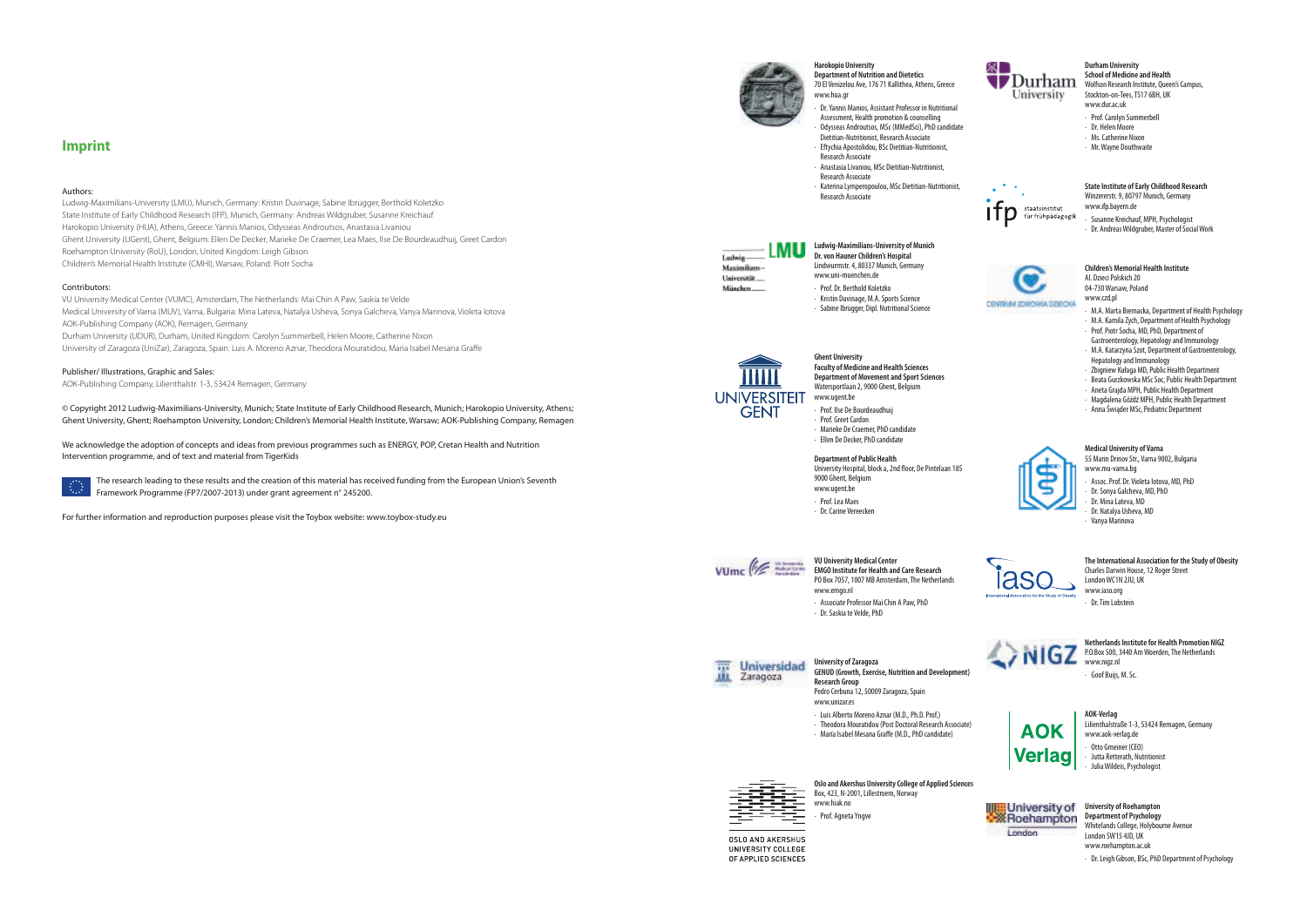## Imprint

Authors:

Ludwig-Maximilians-University (LMU), Munich, Germany: Kristin Duvinage, Sabine Ibrügger, Berthold Koletzko
State Institute of Early Childhood Research (IFP), Munich, Germany: Andreas Wildgruber, Susanne Kreichauf
Harokopio University (HUA), Athens, Greece: Yannis Manios, Odysseas Androutsos, Anastasia Livaniou
Ghent University (UGent), Ghent, Belgium: Ellen De Decker, Marieke De Craemer, Lea Maes, Ilse De Bourdeaudhuij, Greet Cardon
Roehampton University (RoU), London, United Kingdom: Leigh Gibson
Children's Memorial Health Institute (CMHI), Warsaw, Poland: Piotr Socha

Contributors:

VU University Medical Center (VUMC), Amsterdam, The Netherlands: Mai Chin A Paw, Saskia te Velde
Medical University of Varna (MUV), Varna, Bulgaria: Mina Lateva, Natalya Usheva, Sonya Galcheva, Vanya Marinova, Violeta Iotova
AOK-Publishing Company (AOK), Remagen, Germany
Durham University (UDUR), Durham, United Kingdom: Carolyn Summerbell, Helen Moore, Catherine Nixon
University of Zaragoza (UniZar), Zaragoza, Spain: Luis A. Moreno Aznar, Theodora Mouratidou, Maria Isabel Mesana Graffe

Publisher/ Illustrations, Graphic and Sales:

AOK-Publishing Company, Lilienthalstr. 1-3, 53424 Remagen, Germany

© Copyright 2012 Ludwig-Maximilians-University, Munich; State Institute of Early Childhood Research, Munich; Harokopio University, Athens; Ghent University, Ghent; Roehampton University, London; Children's Memorial Health Institute, Warsaw; AOK-Publishing Company, Remagen

We acknowledge the adoption of concepts and ideas from previous programmes such as ENERGY, POP, Cretan Health and Nutrition Intervention programme, and of text and material from TigerKids

The research leading to these results and the creation of this material has received funding from the European Union's Seventh Framework Programme (FP7/2007-2013) under grant agreement n° 245200.

For further information and reproduction purposes please visit the Toybox website: www.toybox-study.eu

**Harokopio University**
**Department of Nutrition and Dietetics**
70 El Venizelou Ave, 176 71 Kallithea, Athens, Greece
www.hua.gr

- Dr. Yannis Manios, Assistant Professor in Nutritional Assessment, Health promotion & counselling
- Odysseas Androutsos, MSc (MMedSci), PhD candidate Dietitian-Nutritionist, Research Associate
- Eftychia Apostolidou, BSc Dietitian-Nutritionist, Research Associate
- Anastasia Livaniou, MSc Dietitian-Nutritionist, Research Associate
- Katerina Lymperopoulou, MSc Dietitian-Nutritionist, Research Associate

**Ludwig-Maximilians-University of Munich**
**Dr. von Hauner Children's Hospital**
Lindwurmstr. 4, 80337 Munich, Germany
www.uni-muenchen.de

- Prof. Dr. Berthold Koletzko
- Kristin Duvinage, M.A. Sports Science
- Sabine Ibrügger, Dipl. Nutritional Science

**Ghent University**
**Faculty of Medicine and Health Sciences**
**Department of Movement and Sport Sciences**
Watersportlaan 2, 9000 Ghent, Belgium
www.ugent.be

- Prof. Ilse De Bourdeaudhuij
- Prof. Greet Cardon
- Marieke De Craemer, PhD candidate
- Ellen De Decker, PhD candidate

**Department of Public Health**
University Hospital, block a, 2nd floor, De Pintelaan 185
9000 Ghent, Belgium
www.ugent.be

- Prof. Lea Maes
- Dr. Carine Vereecken

**VU University Medical Center**
**EMGO Institute for Health and Care Research**
PO Box 7057, 1007 MB Amsterdam, The Netherlands
www.emgo.nl

- Associate Professor Mai Chin A Paw, PhD
- Dr. Saskia te Velde, PhD

**University of Zaragoza**
**GENUD (Growth, Exercise, Nutrition and Development) Research Group**
Pedro Cerbuna 12, 50009 Zaragoza, Spain
www.unizar.es

- Luis Alberto Moreno Aznar (M.D., Ph.D. Prof.)
- Theodora Mouratidou (Post Doctoral Research Associate)
- María Isabel Mesana Graffe (M.D., PhD candidate)

**Oslo and Akershus University College of Applied Sciences**
Box, 423, N-2001, Lillestroem, Norway
www.hiak.no

- Prof. Agneta Yngve

**Durham University**
**School of Medicine and Health**
Wolfson Research Institute, Queen's Campus, Stockton-on-Tees, TS17 6BH, UK
www.dur.ac.uk

- Prof. Carolyn Summerbell
- Dr. Helen Moore
- Ms. Catherine Nixon
- Mr. Wayne Douthwaite

**State Institute of Early Childhood Research**
Winzererstr. 9, 80797 Munich, Germany
www.ifp.bayern.de

- Susanne Kreichauf, MPH, Psychologist
- Dr. Andreas Wildgruber, Master of Social Work

**Children's Memorial Health Institute**
Al. Dzieci Polskich 20
04-730 Warsaw, Poland
www.czd.pl

- M.A. Marta Biernacka, Department of Health Psychology
- M.A. Kamila Zych, Department of Health Psychology
- Prof. Piotr Socha, MD, PhD, Department of Gastroenterology, Hepatology and Immunology
- M.A. Katarzyna Szot, Department of Gastroenterology, Hepatology and Immunology
- Zbigniew Kułaga MD, Public Health Department
- Beata Gurzkowska MSc Soc, Public Health Department
- Aneta Grajda MPH, Public Health Department
- Magdalena Góźdź MPH, Public Health Department
- Anna Świąder MSc, Pediatric Department

**Medical University of Varna**
55 Marin Drinov Str., Varna 9002, Bulgaria
www.mu-varna.bg

- Assoc. Prof. Dr. Violeta Iotova, MD, PhD
- Dr. Sonya Galcheva, MD, PhD
- Dr. Mina Lateva, MD
- Dr. Natalya Usheva, MD
- Vanya Marinova

**The International Association for the Study of Obesity**
Charles Darwin House, 12 Roger Street
London WC1N 2JU, UK
www.iaso.org

- Dr. Tim Lobstein

**Netherlands Institute for Health Promotion NIGZ**
P.O.Box 500, 3440 Am Woerden, The Netherlands
www.nigz.nl

- Goof Buijs, M. Sc.

**AOK-Verlag**
Lilienthalstraße 1-3, 53424 Remagen, Germany
www.aok-verlag.de

- Otto Gmeiner (CEO)
- Jutta Retterath, Nutritionist
- Julia Wildeis, Psychologist

**University of Roehampton**
**Department of Psychology**
Whitelands College, Holybourne Avenue
London SW15 4JD, UK
www.roehampton.ac.uk

- Dr. Leigh Gibson, BSc, PhD Department of Psychology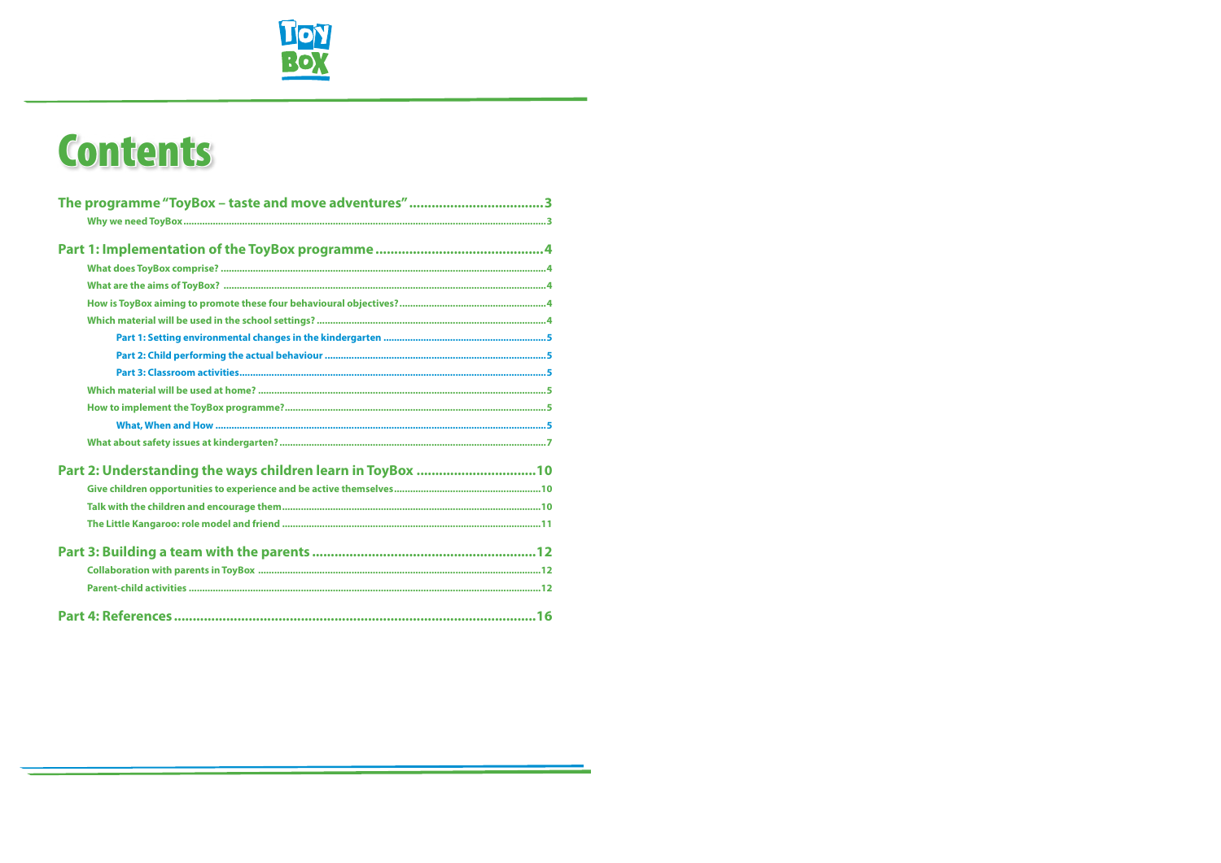# Contents

**The programme "ToyBox – taste and move adventures"** .................................... 3

- Why we need ToyBox ........................................................................................................ 3

**Part 1: Implementation of the ToyBox programme** ............................................ 4

- What does ToyBox comprise? ........................................................................................... 4
- What are the aims of ToyBox? ........................................................................................... 4
- How is ToyBox aiming to promote these four behavioural objectives? ....................................... 4
- Which material will be used in the school settings? ........................................................... 4
  - Part 1: Setting environmental changes in the kindergarten ............................................ 5
  - Part 2: Child performing the actual behaviour ................................................................ 5
  - Part 3: Classroom activities .......................................................................................... 5
- Which material will be used at home? ............................................................................... 5
- How to implement the ToyBox programme? ........................................................................ 5
  - What, When and How ..................................................................................................... 5
- What about safety issues at kindergarten? ......................................................................... 7

**Part 2: Understanding the ways children learn in ToyBox** ............................... 10

- Give children opportunities to experience and be active themselves ...................................... 10
- Talk with the children and encourage them ........................................................................ 10
- The Little Kangaroo: role model and friend ........................................................................ 11

**Part 3: Building a team with the parents** ............................................................ 12

- Collaboration with parents in ToyBox ............................................................................... 12
- Parent-child activities ..................................................................................................... 12

**Part 4: References** ............................................................................................... 16